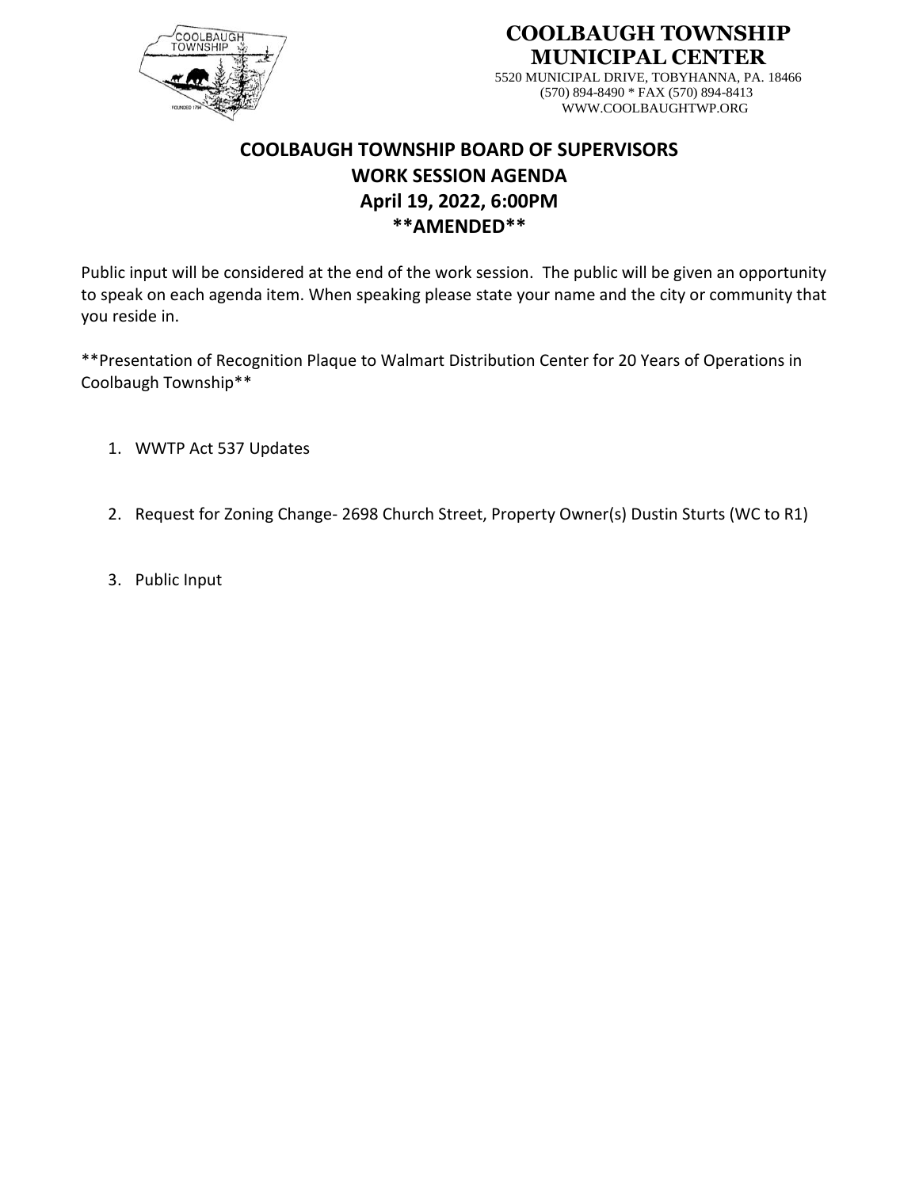**COOLBAUGH TOWNSHIP**
**MUNICIPAL CENTER**
5520 MUNICIPAL DRIVE, TOBYHANNA, PA. 18466
(570) 894-8490 * FAX (570) 894-8413
WWW.COOLBAUGHTWP.ORG

# COOLBAUGH TOWNSHIP BOARD OF SUPERVISORS
## WORK SESSION AGENDA
## April 19, 2022, 6:00PM
## **AMENDED**

Public input will be considered at the end of the work session. The public will be given an opportunity to speak on each agenda item. When speaking please state your name and the city or community that you reside in.

**Presentation of Recognition Plaque to Walmart Distribution Center for 20 Years of Operations in Coolbaugh Township**

1. WWTP Act 537 Updates

2. Request for Zoning Change- 2698 Church Street, Property Owner(s) Dustin Sturts (WC to R1)

3. Public Input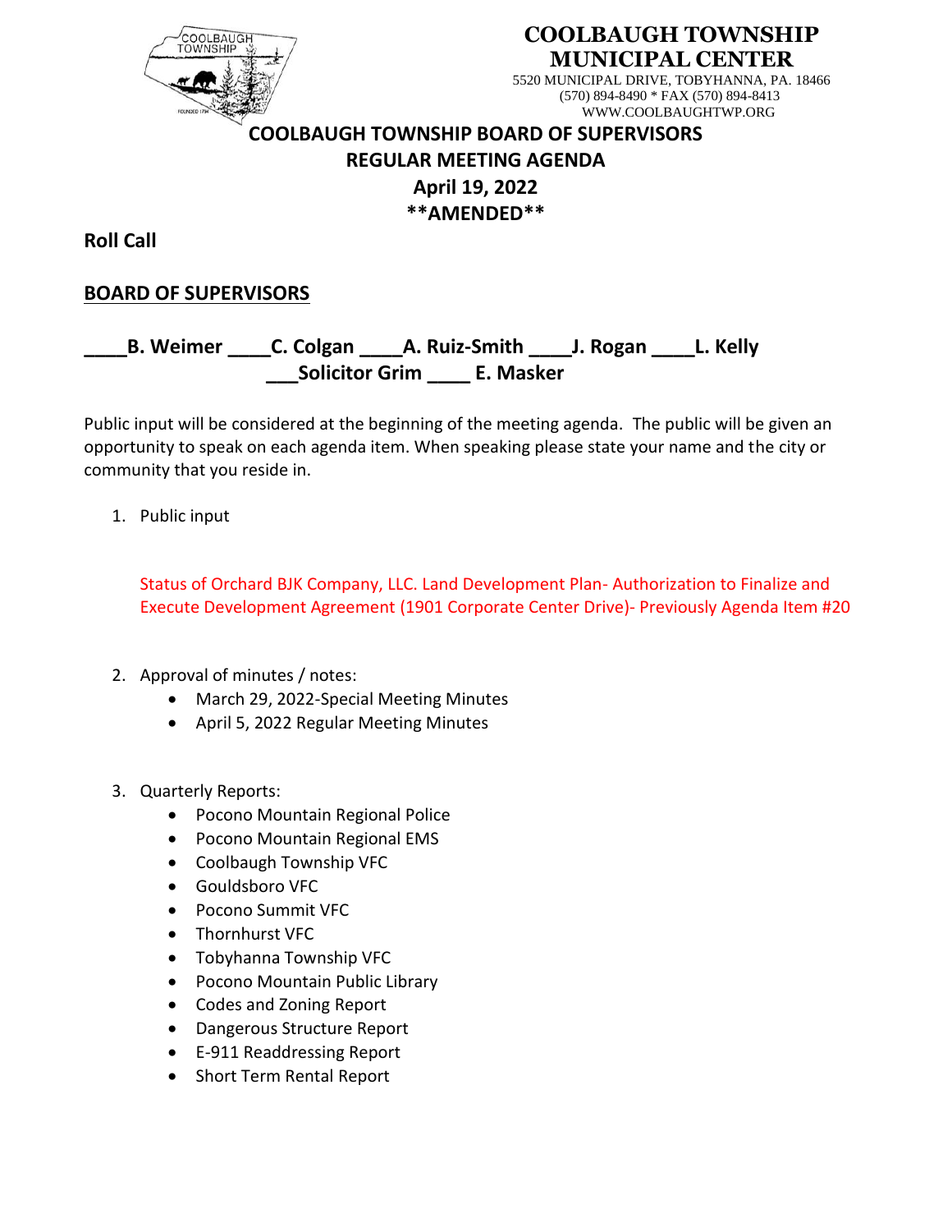# COOLBAUGH TOWNSHIP MUNICIPAL CENTER

5520 MUNICIPAL DRIVE, TOBYHANNA, PA. 18466
(570) 894-8490 * FAX (570) 894-8413
WWW.COOLBAUGHTWP.ORG

## COOLBAUGH TOWNSHIP BOARD OF SUPERVISORS
## REGULAR MEETING AGENDA
## April 19, 2022
## \*\*AMENDED\*\*

**Roll Call**

**BOARD OF SUPERVISORS**

**\_\_\_\_B. Weimer \_\_\_\_C. Colgan \_\_\_\_A. Ruiz-Smith \_\_\_\_J. Rogan \_\_\_\_L. Kelly**
**\_\_\_Solicitor Grim \_\_\_\_ E. Masker**

Public input will be considered at the beginning of the meeting agenda. The public will be given an opportunity to speak on each agenda item. When speaking please state your name and the city or community that you reside in.

1. Public input

   Status of Orchard BJK Company, LLC. Land Development Plan- Authorization to Finalize and Execute Development Agreement (1901 Corporate Center Drive)- Previously Agenda Item #20

2. Approval of minutes / notes:
   - March 29, 2022-Special Meeting Minutes
   - April 5, 2022 Regular Meeting Minutes

3. Quarterly Reports:
   - Pocono Mountain Regional Police
   - Pocono Mountain Regional EMS
   - Coolbaugh Township VFC
   - Gouldsboro VFC
   - Pocono Summit VFC
   - Thornhurst VFC
   - Tobyhanna Township VFC
   - Pocono Mountain Public Library
   - Codes and Zoning Report
   - Dangerous Structure Report
   - E-911 Readdressing Report
   - Short Term Rental Report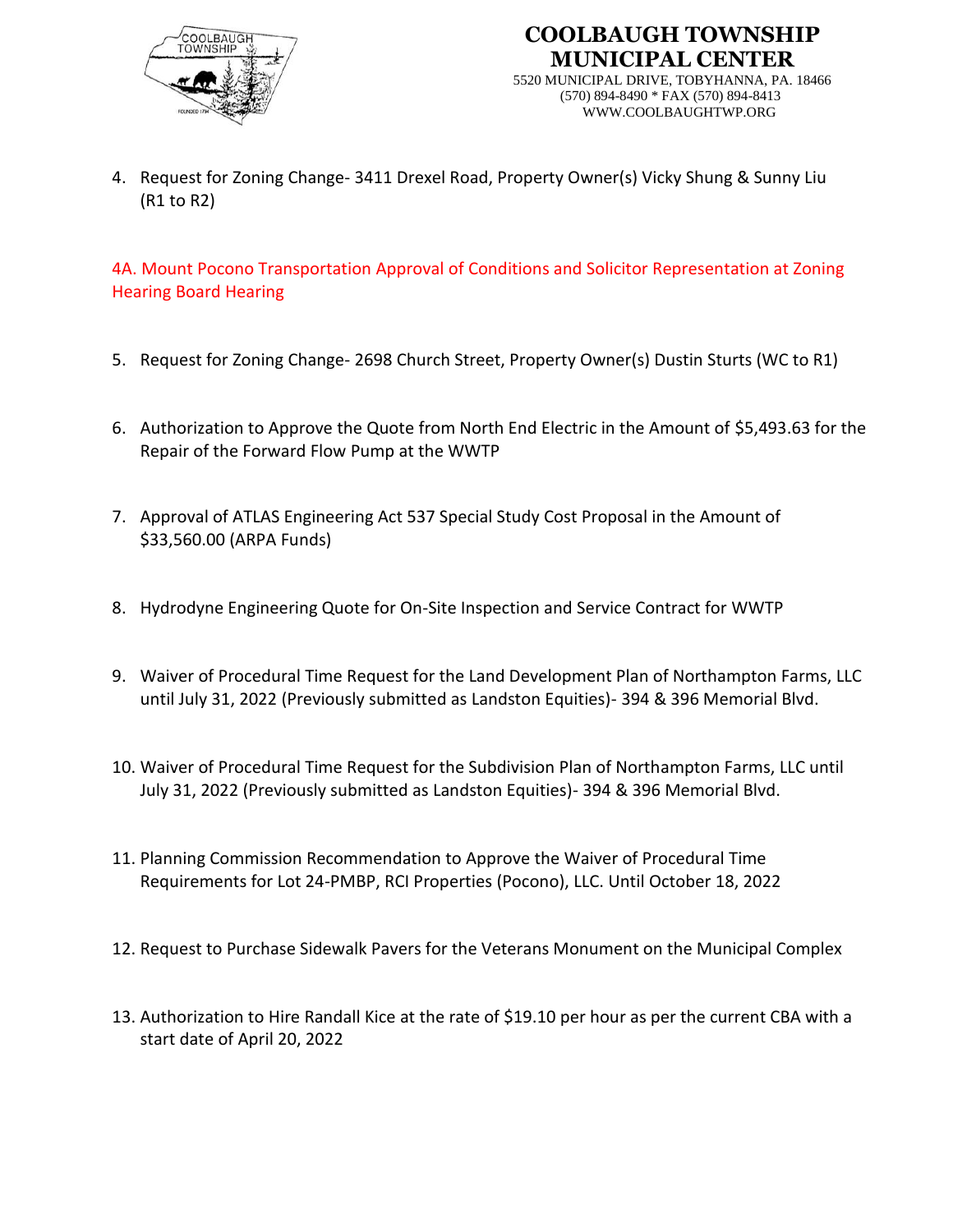4. Request for Zoning Change- 3411 Drexel Road, Property Owner(s) Vicky Shung & Sunny Liu (R1 to R2)

4A. Mount Pocono Transportation Approval of Conditions and Solicitor Representation at Zoning Hearing Board Hearing

5. Request for Zoning Change- 2698 Church Street, Property Owner(s) Dustin Sturts (WC to R1)

6. Authorization to Approve the Quote from North End Electric in the Amount of $5,493.63 for the Repair of the Forward Flow Pump at the WWTP

7. Approval of ATLAS Engineering Act 537 Special Study Cost Proposal in the Amount of $33,560.00 (ARPA Funds)

8. Hydrodyne Engineering Quote for On-Site Inspection and Service Contract for WWTP

9. Waiver of Procedural Time Request for the Land Development Plan of Northampton Farms, LLC until July 31, 2022 (Previously submitted as Landston Equities)- 394 & 396 Memorial Blvd.

10. Waiver of Procedural Time Request for the Subdivision Plan of Northampton Farms, LLC until July 31, 2022 (Previously submitted as Landston Equities)- 394 & 396 Memorial Blvd.

11. Planning Commission Recommendation to Approve the Waiver of Procedural Time Requirements for Lot 24-PMBP, RCI Properties (Pocono), LLC. Until October 18, 2022

12. Request to Purchase Sidewalk Pavers for the Veterans Monument on the Municipal Complex

13. Authorization to Hire Randall Kice at the rate of $19.10 per hour as per the current CBA with a start date of April 20, 2022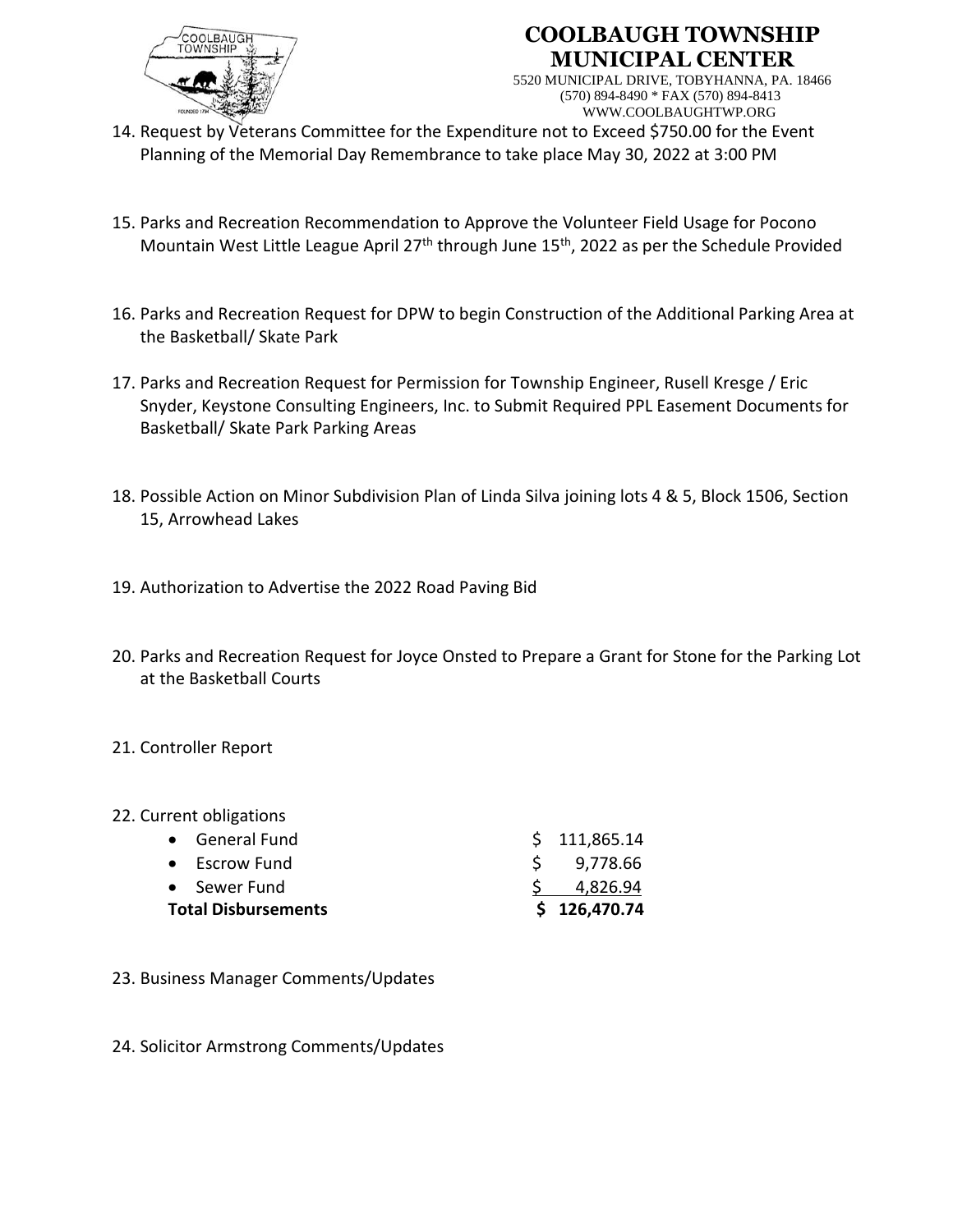14. Request by Veterans Committee for the Expenditure not to Exceed $750.00 for the Event Planning of the Memorial Day Remembrance to take place May 30, 2022 at 3:00 PM

15. Parks and Recreation Recommendation to Approve the Volunteer Field Usage for Pocono Mountain West Little League April 27th through June 15th, 2022 as per the Schedule Provided

16. Parks and Recreation Request for DPW to begin Construction of the Additional Parking Area at the Basketball/ Skate Park

17. Parks and Recreation Request for Permission for Township Engineer, Rusell Kresge / Eric Snyder, Keystone Consulting Engineers, Inc. to Submit Required PPL Easement Documents for Basketball/ Skate Park Parking Areas

18. Possible Action on Minor Subdivision Plan of Linda Silva joining lots 4 & 5, Block 1506, Section 15, Arrowhead Lakes

19. Authorization to Advertise the 2022 Road Paving Bid

20. Parks and Recreation Request for Joyce Onsted to Prepare a Grant for Stone for the Parking Lot at the Basketball Courts

21. Controller Report

22. Current obligations

| | |
|---|---|
| • General Fund | $ 111,865.14 |
| • Escrow Fund | $ 9,778.66 |
| • Sewer Fund | $ 4,826.94 |
| **Total Disbursements** | **$ 126,470.74** |

23. Business Manager Comments/Updates

24. Solicitor Armstrong Comments/Updates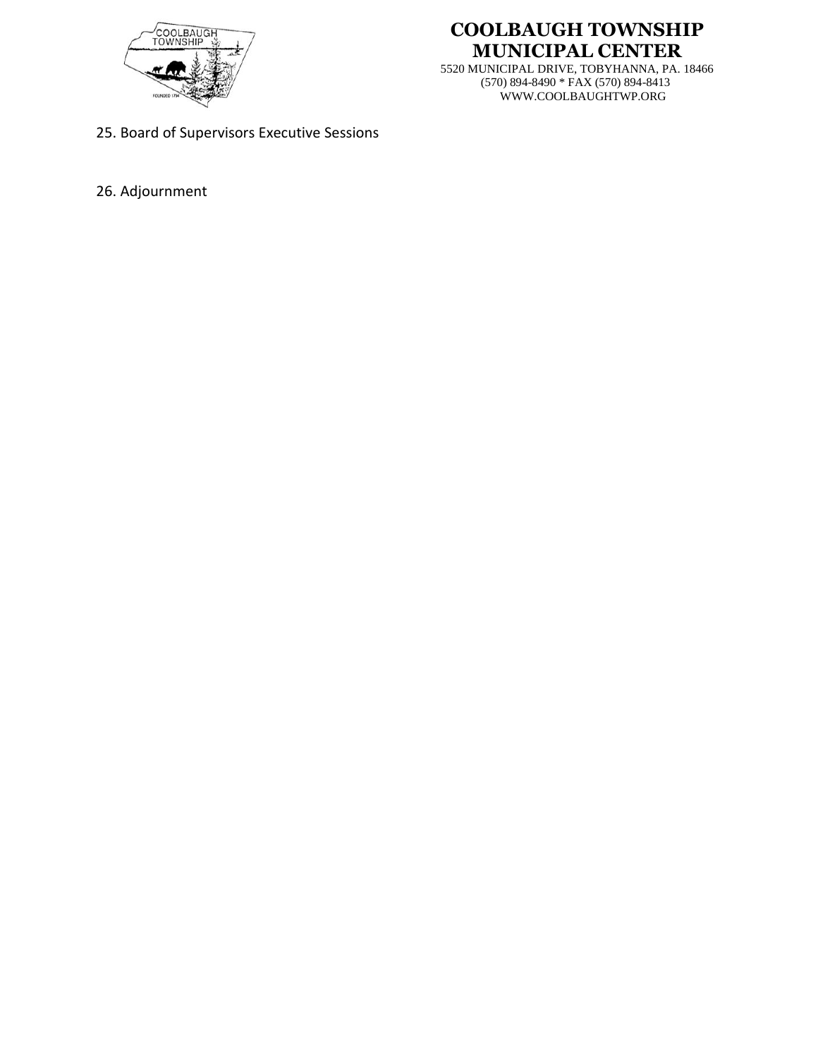25. Board of Supervisors Executive Sessions

26. Adjournment